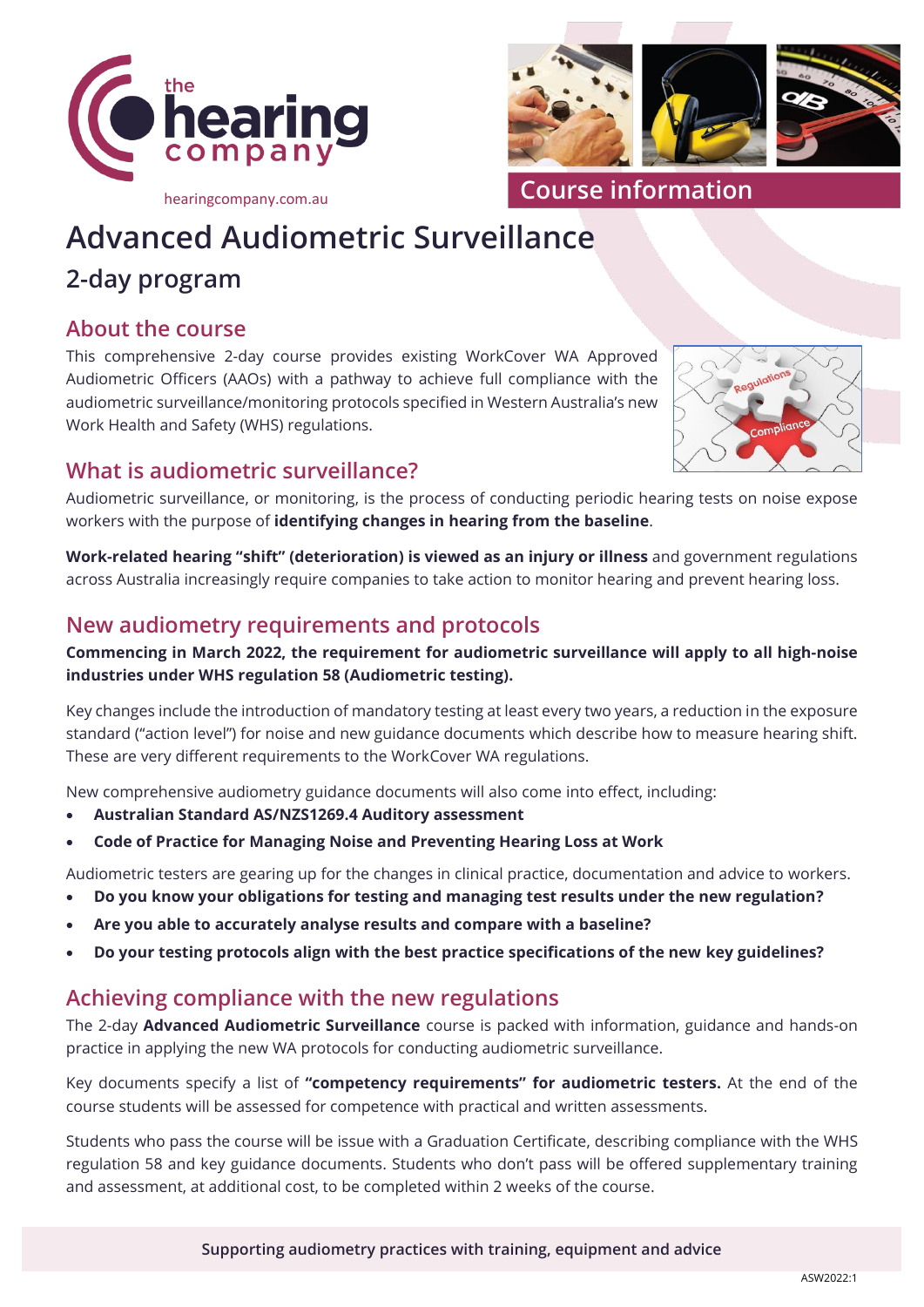the hearing company

hearingcompany.com.au

Course information

# Advanced Audiometric Surveillance

## 2-day program

### About the course

This comprehensive 2-day course provides existing WorkCover WA Approved Audiometric Officers (AAOs) with a pathway to achieve full compliance with the audiometric surveillance/monitoring protocols specified in Western Australia's new Work Health and Safety (WHS) regulations.

### What is audiometric surveillance?

Audiometric surveillance, or monitoring, is the process of conducting periodic hearing tests on noise expose workers with the purpose of **identifying changes in hearing from the baseline**.

**Work-related hearing "shift" (deterioration) is viewed as an injury or illness** and government regulations across Australia increasingly require companies to take action to monitor hearing and prevent hearing loss.

### New audiometry requirements and protocols

**Commencing in March 2022, the requirement for audiometric surveillance will apply to all high-noise industries under WHS regulation 58 (Audiometric testing).**

Key changes include the introduction of mandatory testing at least every two years, a reduction in the exposure standard ("action level") for noise and new guidance documents which describe how to measure hearing shift. These are very different requirements to the WorkCover WA regulations.

New comprehensive audiometry guidance documents will also come into effect, including:

- **Australian Standard AS/NZS1269.4 Auditory assessment**
- **Code of Practice for Managing Noise and Preventing Hearing Loss at Work**

Audiometric testers are gearing up for the changes in clinical practice, documentation and advice to workers.

- **Do you know your obligations for testing and managing test results under the new regulation?**
- **Are you able to accurately analyse results and compare with a baseline?**
- **Do your testing protocols align with the best practice specifications of the new key guidelines?**

### Achieving compliance with the new regulations

The 2-day **Advanced Audiometric Surveillance** course is packed with information, guidance and hands-on practice in applying the new WA protocols for conducting audiometric surveillance.

Key documents specify a list of **"competency requirements" for audiometric testers.** At the end of the course students will be assessed for competence with practical and written assessments.

Students who pass the course will be issue with a Graduation Certificate, describing compliance with the WHS regulation 58 and key guidance documents. Students who don't pass will be offered supplementary training and assessment, at additional cost, to be completed within 2 weeks of the course.

**Supporting audiometry practices with training, equipment and advice**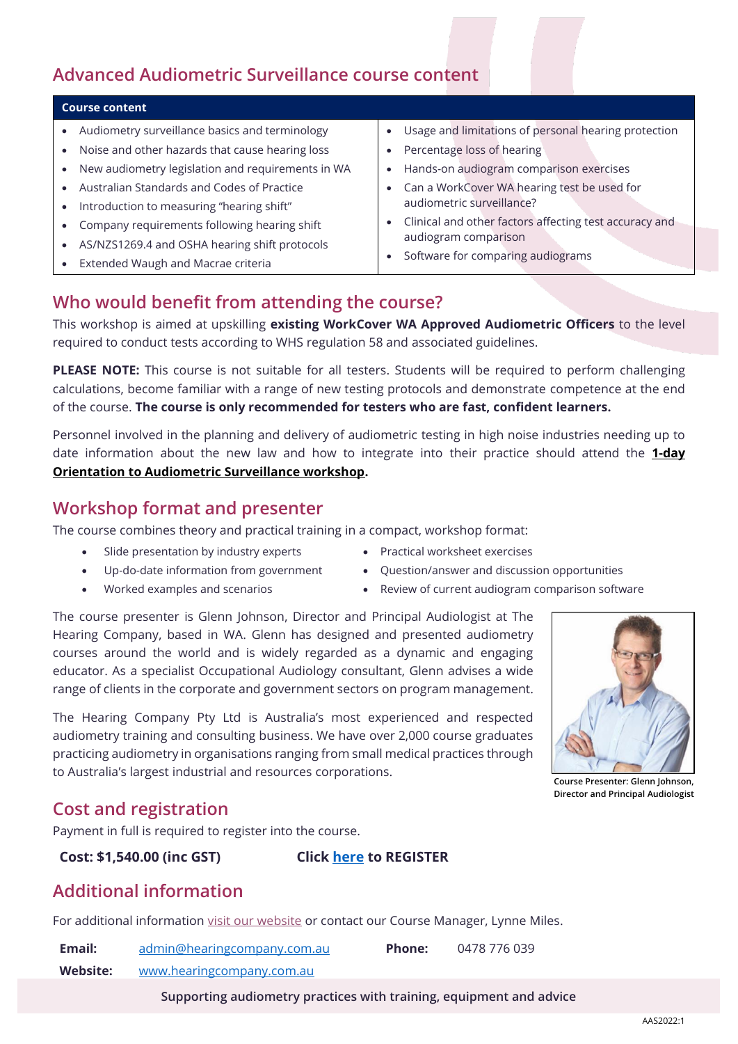## Advanced Audiometric Surveillance course content

| Course content | |
|---|---|
| • Audiometry surveillance basics and terminology<br>• Noise and other hazards that cause hearing loss<br>• New audiometry legislation and requirements in WA<br>• Australian Standards and Codes of Practice<br>• Introduction to measuring "hearing shift"<br>• Company requirements following hearing shift<br>• AS/NZS1269.4 and OSHA hearing shift protocols<br>• Extended Waugh and Macrae criteria | • Usage and limitations of personal hearing protection<br>• Percentage loss of hearing<br>• Hands-on audiogram comparison exercises<br>• Can a WorkCover WA hearing test be used for audiometric surveillance?<br>• Clinical and other factors affecting test accuracy and audiogram comparison<br>• Software for comparing audiograms |

## Who would benefit from attending the course?

This workshop is aimed at upskilling **existing WorkCover WA Approved Audiometric Officers** to the level required to conduct tests according to WHS regulation 58 and associated guidelines.

**PLEASE NOTE:** This course is not suitable for all testers. Students will be required to perform challenging calculations, become familiar with a range of new testing protocols and demonstrate competence at the end of the course. **The course is only recommended for testers who are fast, confident learners.**

Personnel involved in the planning and delivery of audiometric testing in high noise industries needing up to date information about the new law and how to integrate into their practice should attend the **1-day Orientation to Audiometric Surveillance workshop**.

## Workshop format and presenter

The course combines theory and practical training in a compact, workshop format:

- Slide presentation by industry experts
- Up-do-date information from government
- Worked examples and scenarios
- Practical worksheet exercises
- Question/answer and discussion opportunities
- Review of current audiogram comparison software

The course presenter is Glenn Johnson, Director and Principal Audiologist at The Hearing Company, based in WA. Glenn has designed and presented audiometry courses around the world and is widely regarded as a dynamic and engaging educator. As a specialist Occupational Audiology consultant, Glenn advises a wide range of clients in the corporate and government sectors on program management.

The Hearing Company Pty Ltd is Australia's most experienced and respected audiometry training and consulting business. We have over 2,000 course graduates practicing audiometry in organisations ranging from small medical practices through to Australia's largest industrial and resources corporations.

Course Presenter: Glenn Johnson, Director and Principal Audiologist

## Cost and registration

Payment in full is required to register into the course.

**Cost: $1,540.00 (inc GST)** **Click here to REGISTER**

## Additional information

For additional information visit our website or contact our Course Manager, Lynne Miles.

**Email:** admin@hearingcompany.com.au **Phone:** 0478 776 039

**Website:** www.hearingcompany.com.au

**Supporting audiometry practices with training, equipment and advice**

AAS2022:1